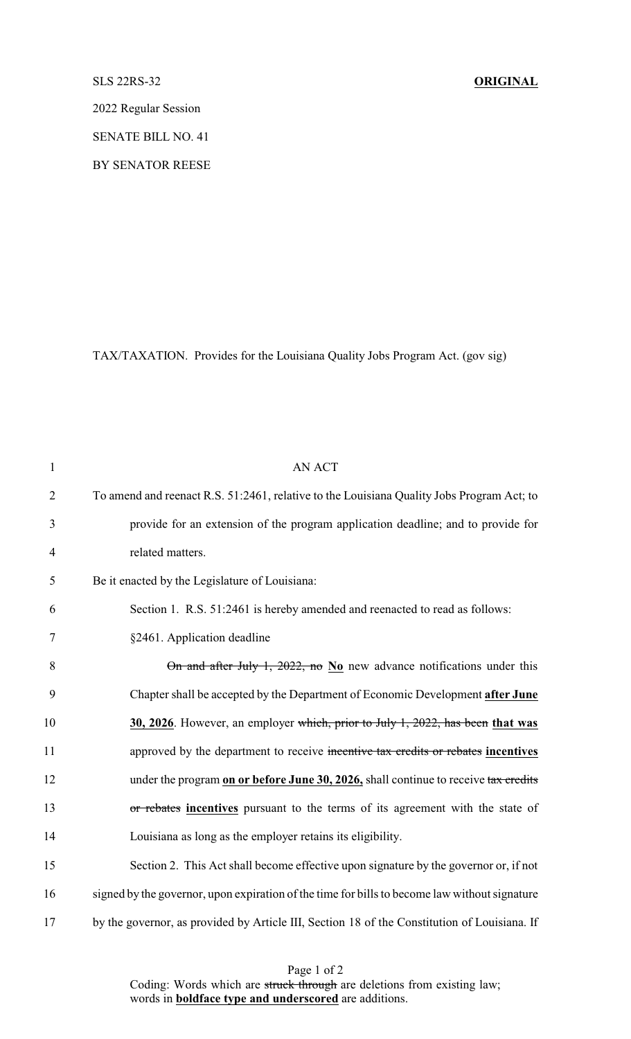SLS 22RS-32 **ORIGINAL**

2022 Regular Session

SENATE BILL NO. 41

BY SENATOR REESE

TAX/TAXATION. Provides for the Louisiana Quality Jobs Program Act. (gov sig)

AN ACT

To amend and reenact R.S. 51:2461, relative to the Louisiana Quality Jobs Program Act; to provide for an extension of the program application deadline; and to provide for related matters.

Be it enacted by the Legislature of Louisiana:

Section 1. R.S. 51:2461 is hereby amended and reenacted to read as follows:

§2461. Application deadline

~~On and after July 1, 2022, no~~ **No** new advance notifications under this Chapter shall be accepted by the Department of Economic Development **after June 30, 2026**. However, an employer ~~which, prior to July 1, 2022, has been~~ **that was** approved by the department to receive ~~incentive tax credits or rebates~~ **incentives** under the program **on or before June 30, 2026,** shall continue to receive ~~tax credits or rebates~~ **incentives** pursuant to the terms of its agreement with the state of Louisiana as long as the employer retains its eligibility.

Section 2. This Act shall become effective upon signature by the governor or, if not signed by the governor, upon expiration of the time for bills to become law without signature by the governor, as provided by Article III, Section 18 of the Constitution of Louisiana. If

Coding: Words which are ~~struck through~~ are deletions from existing law; words in **boldface type and underscored** are additions.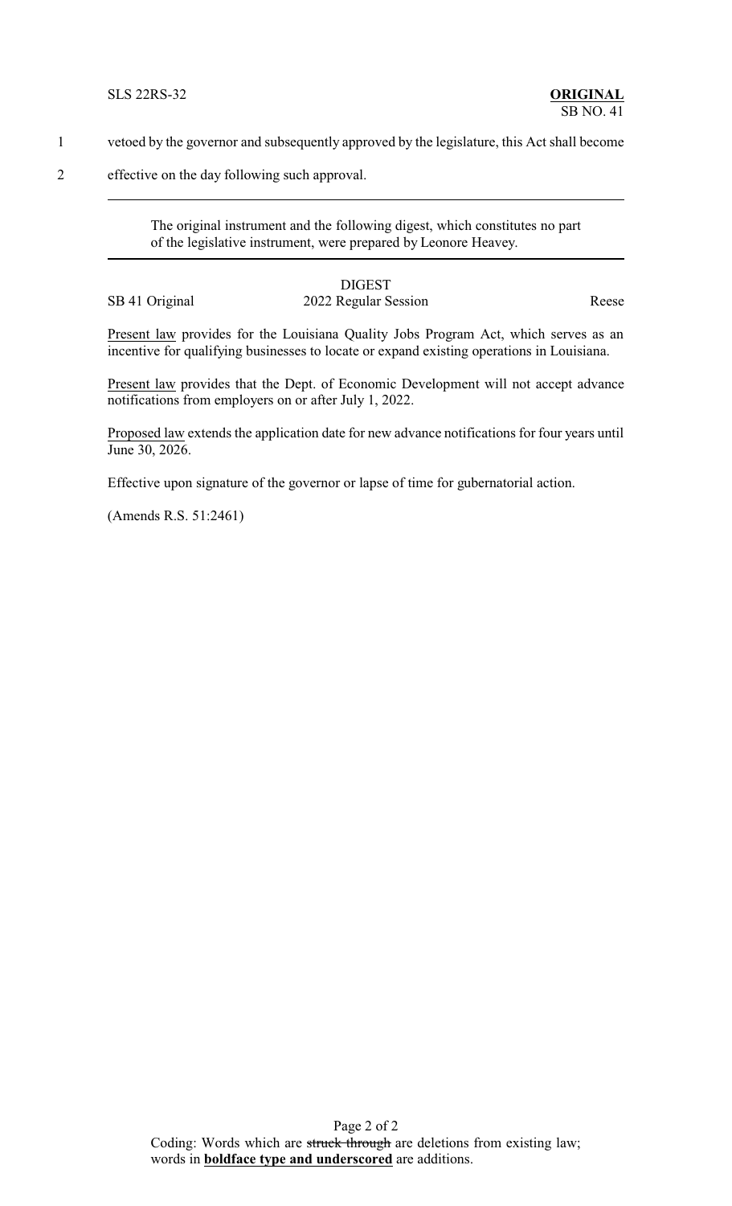vetoed by the governor and subsequently approved by the legislature, this Act shall become effective on the day following such approval.

---

The original instrument and the following digest, which constitutes no part of the legislative instrument, were prepared by Leonore Heavey.

---

DIGEST

SB 41 Original — 2022 Regular Session — Reese

Present law provides for the Louisiana Quality Jobs Program Act, which serves as an incentive for qualifying businesses to locate or expand existing operations in Louisiana.

Present law provides that the Dept. of Economic Development will not accept advance notifications from employers on or after July 1, 2022.

Proposed law extends the application date for new advance notifications for four years until June 30, 2026.

Effective upon signature of the governor or lapse of time for gubernatorial action.

(Amends R.S. 51:2461)

Coding: Words which are ~~struck through~~ are deletions from existing law; words in **boldface type and underscored** are additions.